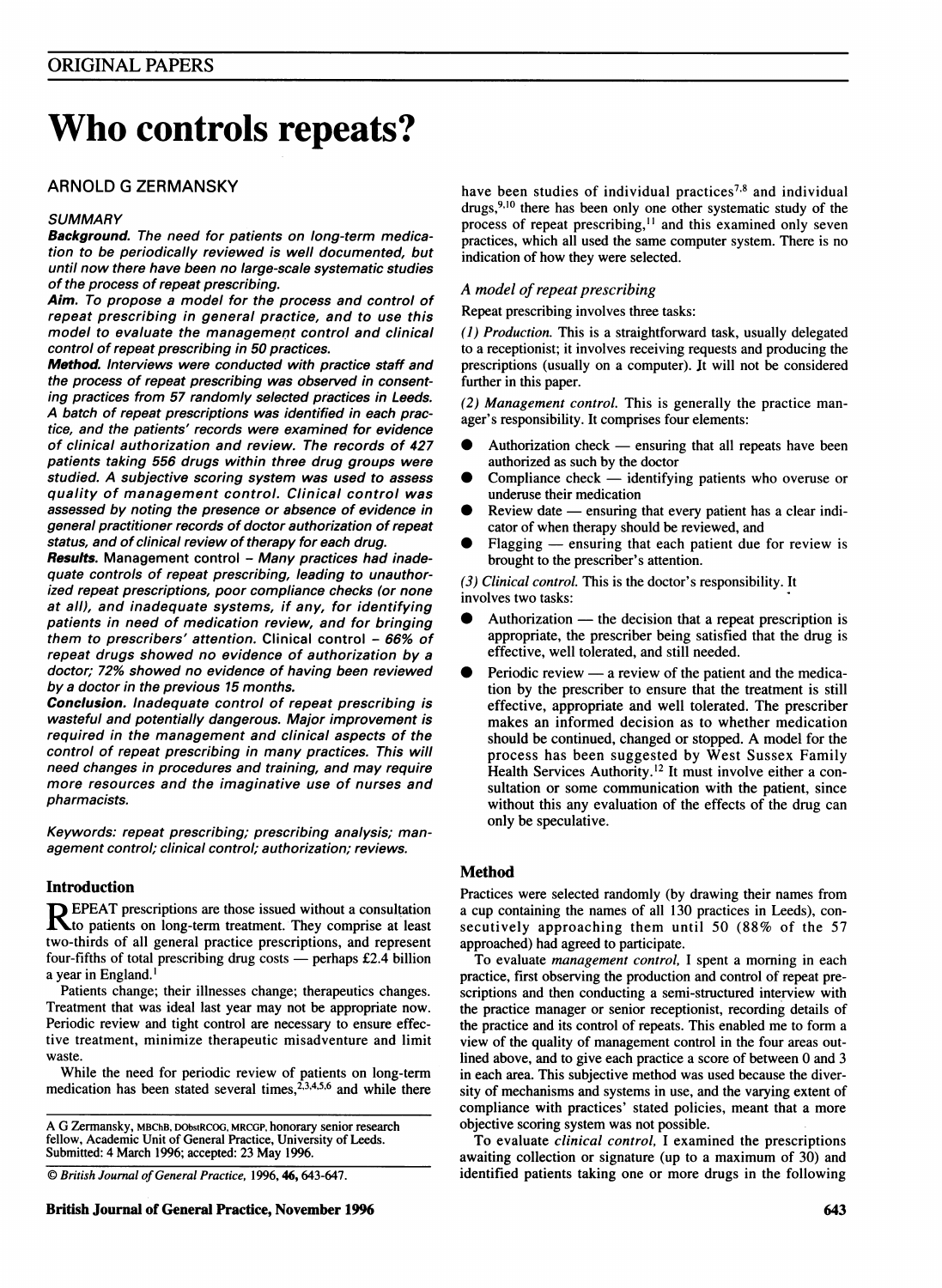ORIGINAL PAPERS

# Who controls repeats?

ARNOLD G ZERMANSKY

### SUMMARY

***Background.*** *The need for patients on long-term medication to be periodically reviewed is well documented, but until now there have been no large-scale systematic studies of the process of repeat prescribing.*

***Aim.*** *To propose a model for the process and control of repeat prescribing in general practice, and to use this model to evaluate the management control and clinical control of repeat prescribing in 50 practices.*

***Method.*** *Interviews were conducted with practice staff and the process of repeat prescribing was observed in consenting practices from 57 randomly selected practices in Leeds. A batch of repeat prescriptions was identified in each practice, and the patients' records were examined for evidence of clinical authorization and review. The records of 427 patients taking 556 drugs within three drug groups were studied. A subjective scoring system was used to assess quality of management control. Clinical control was assessed by noting the presence or absence of evidence in general practitioner records of doctor authorization of repeat status, and of clinical review of therapy for each drug.*

***Results.*** *Management control – Many practices had inadequate controls of repeat prescribing, leading to unauthorized repeat prescriptions, poor compliance checks (or none at all), and inadequate systems, if any, for identifying patients in need of medication review, and for bringing them to prescribers' attention. Clinical control – 66% of repeat drugs showed no evidence of authorization by a doctor; 72% showed no evidence of having been reviewed by a doctor in the previous 15 months.*

***Conclusion.*** *Inadequate control of repeat prescribing is wasteful and potentially dangerous. Major improvement is required in the management and clinical aspects of the control of repeat prescribing in many practices. This will need changes in procedures and training, and may require more resources and the imaginative use of nurses and pharmacists.*

*Keywords: repeat prescribing; prescribing analysis; management control; clinical control; authorization; reviews.*

## Introduction

REPEAT prescriptions are those issued without a consultation to patients on long-term treatment. They comprise at least two-thirds of all general practice prescriptions, and represent four-fifths of total prescribing drug costs — perhaps £2.4 billion a year in England.[1]

Patients change; their illnesses change; therapeutics changes. Treatment that was ideal last year may not be appropriate now. Periodic review and tight control are necessary to ensure effective treatment, minimize therapeutic misadventure and limit waste.

While the need for periodic review of patients on long-term medication has been stated several times,[2,3,4,5,6] and while there have been studies of individual practices[7,8] and individual drugs,[9,10] there has been only one other systematic study of the process of repeat prescribing,[11] and this examined only seven practices, which all used the same computer system. There is no indication of how they were selected.

### *A model of repeat prescribing*

Repeat prescribing involves three tasks:

*(1) Production.* This is a straightforward task, usually delegated to a receptionist; it involves receiving requests and producing the prescriptions (usually on a computer). It will not be considered further in this paper.

*(2) Management control.* This is generally the practice manager's responsibility. It comprises four elements:

- Authorization check — ensuring that all repeats have been authorized as such by the doctor
- Compliance check — identifying patients who overuse or underuse their medication
- Review date — ensuring that every patient has a clear indicator of when therapy should be reviewed, and
- Flagging — ensuring that each patient due for review is brought to the prescriber's attention.

*(3) Clinical control.* This is the doctor's responsibility. It involves two tasks:

- Authorization — the decision that a repeat prescription is appropriate, the prescriber being satisfied that the drug is effective, well tolerated, and still needed.
- Periodic review — a review of the patient and the medication by the prescriber to ensure that the treatment is still effective, appropriate and well tolerated. The prescriber makes an informed decision as to whether medication should be continued, changed or stopped. A model for the process has been suggested by West Sussex Family Health Services Authority.[12] It must involve either a consultation or some communication with the patient, since without this any evaluation of the effects of the drug can only be speculative.

## Method

Practices were selected randomly (by drawing their names from a cup containing the names of all 130 practices in Leeds), consecutively approaching them until 50 (88% of the 57 approached) had agreed to participate.

To evaluate *management control,* I spent a morning in each practice, first observing the production and control of repeat prescriptions and then conducting a semi-structured interview with the practice manager or senior receptionist, recording details of the practice and its control of repeats. This enabled me to form a view of the quality of management control in the four areas outlined above, and to give each practice a score of between 0 and 3 in each area. This subjective method was used because the diversity of mechanisms and systems in use, and the varying extent of compliance with practices' stated policies, meant that a more objective scoring system was not possible.

To evaluate *clinical control,* I examined the prescriptions awaiting collection or signature (up to a maximum of 30) and identified patients taking one or more drugs in the following

A G Zermansky, MBChB, DObstRCOG, MRCGP, honorary senior research fellow, Academic Unit of General Practice, University of Leeds. Submitted: 4 March 1996; accepted: 23 May 1996.

© British Journal of General Practice, 1996, 46, 643-647.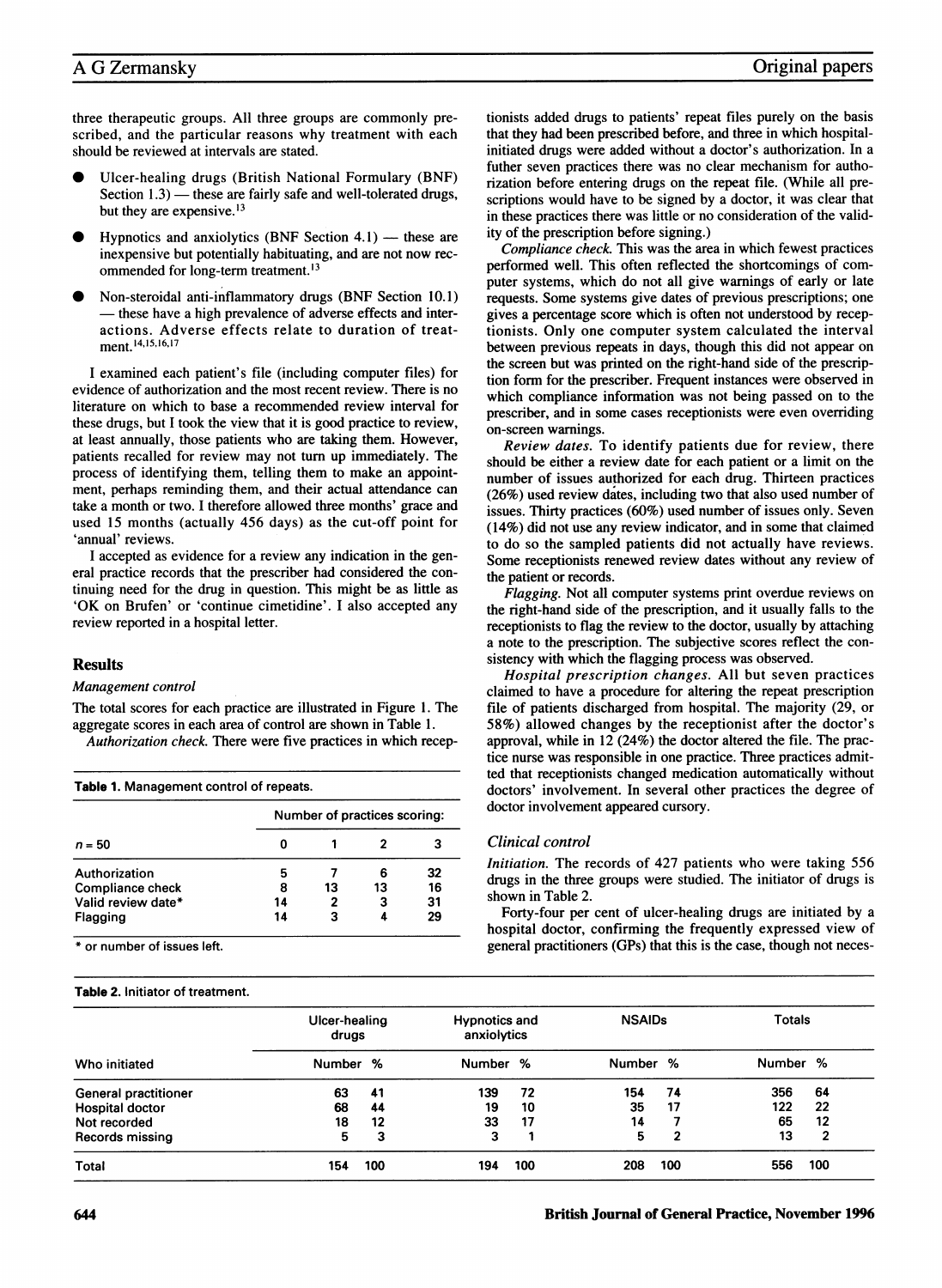three therapeutic groups. All three groups are commonly prescribed, and the particular reasons why treatment with each should be reviewed at intervals are stated.

- Ulcer-healing drugs (British National Formulary (BNF) Section 1.3) — these are fairly safe and well-tolerated drugs, but they are expensive.[13]
- Hypnotics and anxiolytics (BNF Section 4.1) — these are inexpensive but potentially habituating, and are not now recommended for long-term treatment.[13]
- Non-steroidal anti-inflammatory drugs (BNF Section 10.1) — these have a high prevalence of adverse effects and interactions. Adverse effects relate to duration of treatment.[14,15,16,17]

I examined each patient's file (including computer files) for evidence of authorization and the most recent review. There is no literature on which to base a recommended review interval for these drugs, but I took the view that it is good practice to review, at least annually, those patients who are taking them. However, patients recalled for review may not turn up immediately. The process of identifying them, telling them to make an appointment, perhaps reminding them, and their actual attendance can take a month or two. I therefore allowed three months' grace and used 15 months (actually 456 days) as the cut-off point for 'annual' reviews.

I accepted as evidence for a review any indication in the general practice records that the prescriber had considered the continuing need for the drug in question. This might be as little as 'OK on Brufen' or 'continue cimetidine'. I also accepted any review reported in a hospital letter.

## Results

### *Management control*

The total scores for each practice are illustrated in Figure 1. The aggregate scores in each area of control are shown in Table 1.

*Authorization check.* There were five practices in which receptionists added drugs to patients' repeat files purely on the basis that they had been prescribed before, and three in which hospital-initiated drugs were added without a doctor's authorization. In a futher seven practices there was no clear mechanism for authorization before entering drugs on the repeat file. (While all prescriptions would have to be signed by a doctor, it was clear that in these practices there was little or no consideration of the validity of the prescription before signing.)

**Table 1.** Management control of repeats.

| $n = 50$ | Number of practices scoring: 0 | 1 | 2 | 3 |
|---|---|---|---|---|
| Authorization | 5 | 7 | 6 | 32 |
| Compliance check | 8 | 13 | 13 | 16 |
| Valid review date* | 14 | 2 | 3 | 31 |
| Flagging | 14 | 3 | 4 | 29 |

\* or number of issues left.

*Compliance check.* This was the area in which fewest practices performed well. This often reflected the shortcomings of computer systems, which do not all give warnings of early or late requests. Some systems give dates of previous prescriptions; one gives a percentage score which is often not understood by receptionists. Only one computer system calculated the interval between previous repeats in days, though this did not appear on the screen but was printed on the right-hand side of the prescription form for the prescriber. Frequent instances were observed in which compliance information was not being passed on to the prescriber, and in some cases receptionists were even overriding on-screen warnings.

*Review dates.* To identify patients due for review, there should be either a review date for each patient or a limit on the number of issues authorized for each drug. Thirteen practices (26%) used review dates, including two that also used number of issues. Thirty practices (60%) used number of issues only. Seven (14%) did not use any review indicator, and in some that claimed to do so the sampled patients did not actually have reviews. Some receptionists renewed review dates without any review of the patient or records.

*Flagging.* Not all computer systems print overdue reviews on the right-hand side of the prescription, and it usually falls to the receptionists to flag the review to the doctor, usually by attaching a note to the prescription. The subjective scores reflect the consistency with which the flagging process was observed.

*Hospital prescription changes.* All but seven practices claimed to have a procedure for altering the repeat prescription file of patients discharged from hospital. The majority (29, or 58%) allowed changes by the receptionist after the doctor's approval, while in 12 (24%) the doctor altered the file. The practice nurse was responsible in one practice. Three practices admitted that receptionists changed medication automatically without doctors' involvement. In several other practices the degree of doctor involvement appeared cursory.

### *Clinical control*

*Initiation.* The records of 427 patients who were taking 556 drugs in the three groups were studied. The initiator of drugs is shown in Table 2.

Forty-four per cent of ulcer-healing drugs are initiated by a hospital doctor, confirming the frequently expressed view of general practitioners (GPs) that this is the case, though not neces-

**Table 2.** Initiator of treatment.

| Who initiated | Ulcer-healing drugs Number | % | Hypnotics and anxiolytics Number | % | NSAIDs Number | % | Totals Number | % |
|---|---|---|---|---|---|---|---|---|
| General practitioner | 63 | 41 | 139 | 72 | 154 | 74 | 356 | 64 |
| Hospital doctor | 68 | 44 | 19 | 10 | 35 | 17 | 122 | 22 |
| Not recorded | 18 | 12 | 33 | 17 | 14 | 7 | 65 | 12 |
| Records missing | 5 | 3 | 3 | 1 | 5 | 2 | 13 | 2 |
| Total | 154 | 100 | 194 | 100 | 208 | 100 | 556 | 100 |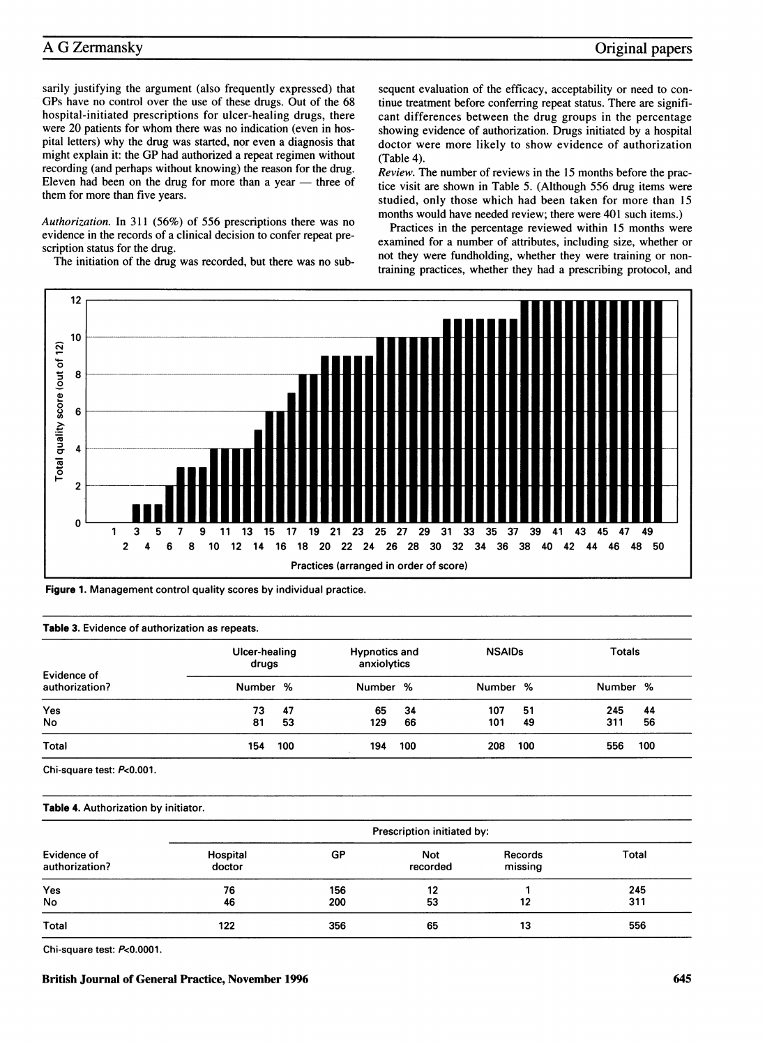sarily justifying the argument (also frequently expressed) that GPs have no control over the use of these drugs. Out of the 68 hospital-initiated prescriptions for ulcer-healing drugs, there were 20 patients for whom there was no indication (even in hospital letters) why the drug was started, nor even a diagnosis that might explain it: the GP had authorized a repeat regimen without recording (and perhaps without knowing) the reason for the drug. Eleven had been on the drug for more than a year — three of them for more than five years.

*Authorization.* In 311 (56%) of 556 prescriptions there was no evidence in the records of a clinical decision to confer repeat prescription status for the drug.

The initiation of the drug was recorded, but there was no subsequent evaluation of the efficacy, acceptability or need to continue treatment before conferring repeat status. There are significant differences between the drug groups in the percentage showing evidence of authorization. Drugs initiated by a hospital doctor were more likely to show evidence of authorization (Table 4).

*Review.* The number of reviews in the 15 months before the practice visit are shown in Table 5. (Although 556 drug items were studied, only those which had been taken for more than 15 months would have needed review; there were 401 such items.)

Practices in the percentage reviewed within 15 months were examined for a number of attributes, including size, whether or not they were fundholding, whether they were training or non-training practices, whether they had a prescribing protocol, and

**Figure 1.** Management control quality scores by individual practice.

**Table 3.** Evidence of authorization as repeats.

| Evidence of authorization? | Ulcer-healing drugs | | Hypnotics and anxiolytics | | NSAIDs | | Totals | |
|---|---|---|---|---|---|---|---|---|
| | Number | % | Number | % | Number | % | Number | % |
| Yes | 73 | 47 | 65 | 34 | 107 | 51 | 245 | 44 |
| No | 81 | 53 | 129 | 66 | 101 | 49 | 311 | 56 |
| Total | 154 | 100 | 194 | 100 | 208 | 100 | 556 | 100 |

Chi-square test: $P<0.001$.

**Table 4.** Authorization by initiator.

| Evidence of authorization? | Prescription initiated by: Hospital doctor | GP | Not recorded | Records missing | Total |
|---|---|---|---|---|---|
| Yes | 76 | 156 | 12 | 1 | 245 |
| No | 46 | 200 | 53 | 12 | 311 |
| Total | 122 | 356 | 65 | 13 | 556 |

Chi-square test: $P<0.0001$.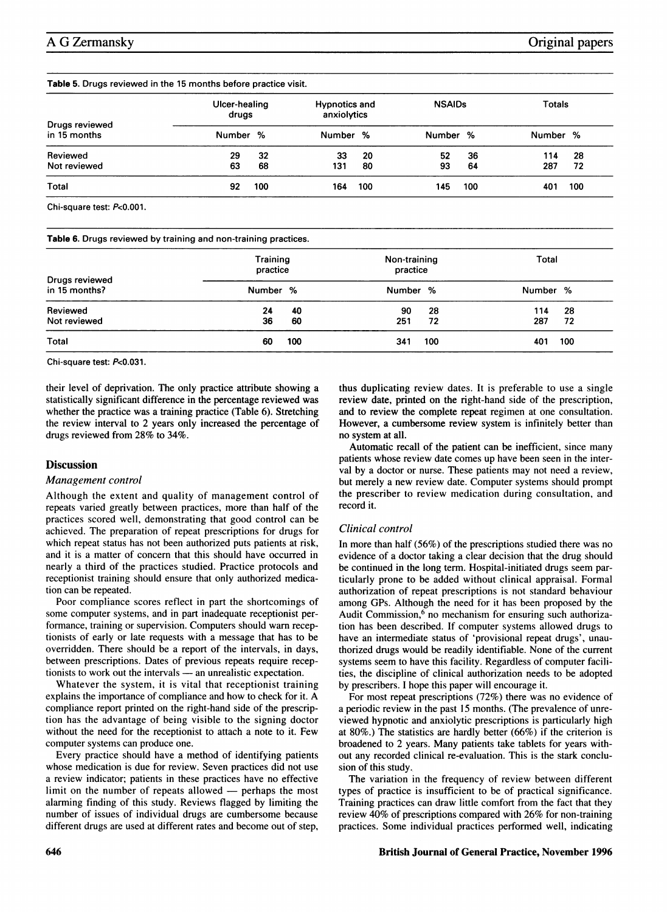**Table 5.** Drugs reviewed in the 15 months before practice visit.

| Drugs reviewed in 15 months | Ulcer-healing drugs | | Hypnotics and anxiolytics | | NSAIDs | | Totals | |
|---|---|---|---|---|---|---|---|---|
| | Number | % | Number | % | Number | % | Number | % |
| Reviewed | 29 | 32 | 33 | 20 | 52 | 36 | 114 | 28 |
| Not reviewed | 63 | 68 | 131 | 80 | 93 | 64 | 287 | 72 |
| Total | 92 | 100 | 164 | 100 | 145 | 100 | 401 | 100 |

Chi-square test: $P<0.001$.

**Table 6.** Drugs reviewed by training and non-training practices.

| Drugs reviewed in 15 months? | Training practice | | Non-training practice | | Total | |
|---|---|---|---|---|---|---|
| | Number | % | Number | % | Number | % |
| Reviewed | 24 | 40 | 90 | 28 | 114 | 28 |
| Not reviewed | 36 | 60 | 251 | 72 | 287 | 72 |
| Total | 60 | 100 | 341 | 100 | 401 | 100 |

Chi-square test: $P<0.031$.

their level of deprivation. The only practice attribute showing a statistically significant difference in the percentage reviewed was whether the practice was a training practice (Table 6). Stretching the review interval to 2 years only increased the percentage of drugs reviewed from 28% to 34%.

## Discussion

### *Management control*

Although the extent and quality of management control of repeats varied greatly between practices, more than half of the practices scored well, demonstrating that good control can be achieved. The preparation of repeat prescriptions for drugs for which repeat status has not been authorized puts patients at risk, and it is a matter of concern that this should have occurred in nearly a third of the practices studied. Practice protocols and receptionist training should ensure that only authorized medication can be repeated.

Poor compliance scores reflect in part the shortcomings of some computer systems, and in part inadequate receptionist performance, training or supervision. Computers should warn receptionists of early or late requests with a message that has to be overridden. There should be a report of the intervals, in days, between prescriptions. Dates of previous repeats require receptionists to work out the intervals — an unrealistic expectation.

Whatever the system, it is vital that receptionist training explains the importance of compliance and how to check for it. A compliance report printed on the right-hand side of the prescription has the advantage of being visible to the signing doctor without the need for the receptionist to attach a note to it. Few computer systems can produce one.

Every practice should have a method of identifying patients whose medication is due for review. Seven practices did not use a review indicator; patients in these practices have no effective limit on the number of repeats allowed — perhaps the most alarming finding of this study. Reviews flagged by limiting the number of issues of individual drugs are cumbersome because different drugs are used at different rates and become out of step, thus duplicating review dates. It is preferable to use a single review date, printed on the right-hand side of the prescription, and to review the complete repeat regimen at one consultation. However, a cumbersome review system is infinitely better than no system at all.

Automatic recall of the patient can be inefficient, since many patients whose review date comes up have been seen in the interval by a doctor or nurse. These patients may not need a review, but merely a new review date. Computer systems should prompt the prescriber to review medication during consultation, and record it.

### *Clinical control*

In more than half (56%) of the prescriptions studied there was no evidence of a doctor taking a clear decision that the drug should be continued in the long term. Hospital-initiated drugs seem particularly prone to be added without clinical appraisal. Formal authorization of repeat prescriptions is not standard behaviour among GPs. Although the need for it has been proposed by the Audit Commission,[6] no mechanism for ensuring such authorization has been described. If computer systems allowed drugs to have an intermediate status of 'provisional repeat drugs', unauthorized drugs would be readily identifiable. None of the current systems seem to have this facility. Regardless of computer facilities, the discipline of clinical authorization needs to be adopted by prescribers. I hope this paper will encourage it.

For most repeat prescriptions (72%) there was no evidence of a periodic review in the past 15 months. (The prevalence of unreviewed hypnotic and anxiolytic prescriptions is particularly high at 80%.) The statistics are hardly better (66%) if the criterion is broadened to 2 years. Many patients take tablets for years without any recorded clinical re-evaluation. This is the stark conclusion of this study.

The variation in the frequency of review between different types of practice is insufficient to be of practical significance. Training practices can draw little comfort from the fact that they review 40% of prescriptions compared with 26% for non-training practices. Some individual practices performed well, indicating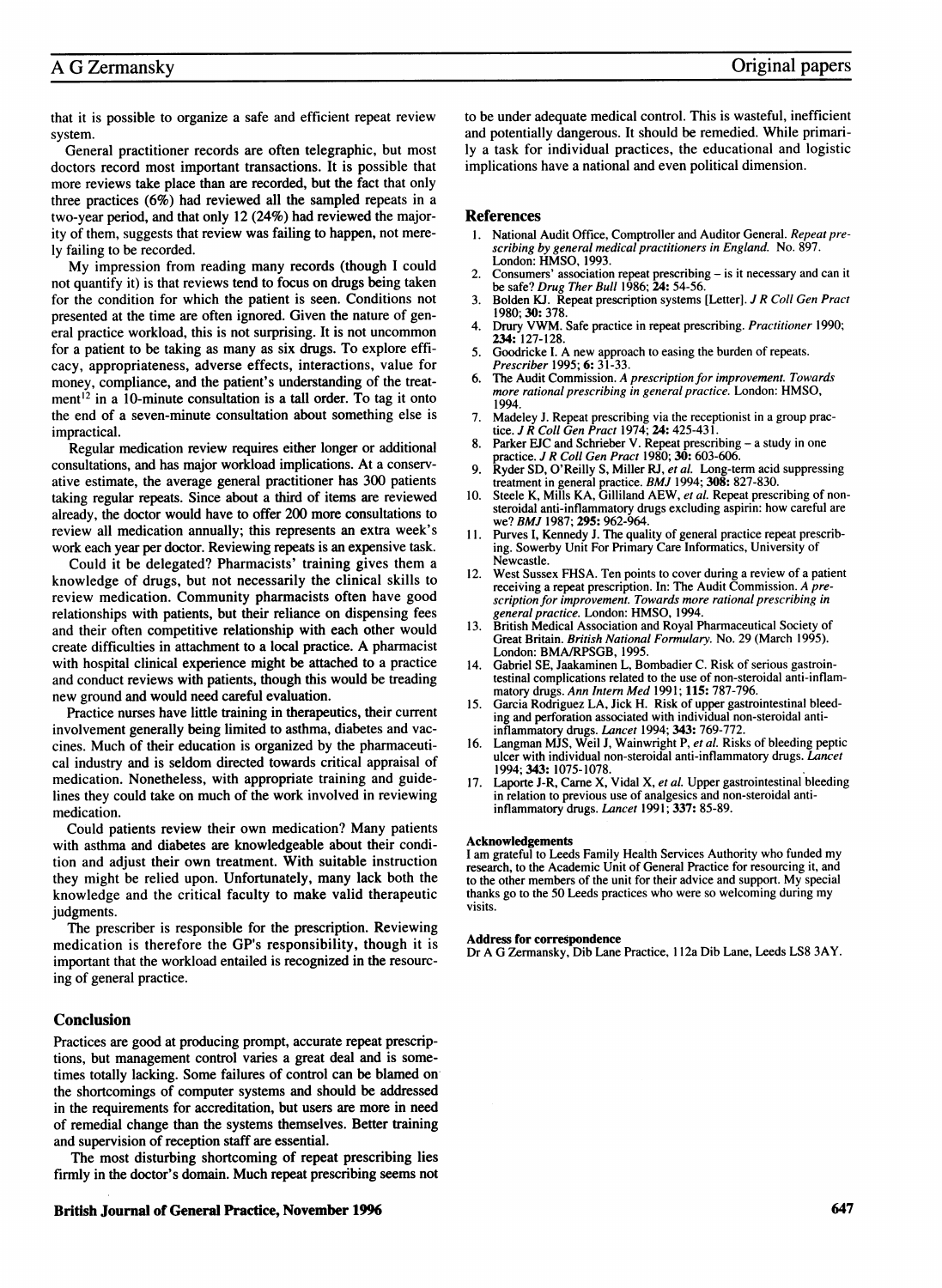that it is possible to organize a safe and efficient repeat review system.

General practitioner records are often telegraphic, but most doctors record most important transactions. It is possible that more reviews take place than are recorded, but the fact that only three practices (6%) had reviewed all the sampled repeats in a two-year period, and that only 12 (24%) had reviewed the majority of them, suggests that review was failing to happen, not merely failing to be recorded.

My impression from reading many records (though I could not quantify it) is that reviews tend to focus on drugs being taken for the condition for which the patient is seen. Conditions not presented at the time are often ignored. Given the nature of general practice workload, this is not surprising. It is not uncommon for a patient to be taking as many as six drugs. To explore efficacy, appropriateness, adverse effects, interactions, value for money, compliance, and the patient's understanding of the treatment[12] in a 10-minute consultation is a tall order. To tag it onto the end of a seven-minute consultation about something else is impractical.

Regular medication review requires either longer or additional consultations, and has major workload implications. At a conservative estimate, the average general practitioner has 300 patients taking regular repeats. Since about a third of items are reviewed already, the doctor would have to offer 200 more consultations to review all medication annually; this represents an extra week's work each year per doctor. Reviewing repeats is an expensive task.

Could it be delegated? Pharmacists' training gives them a knowledge of drugs, but not necessarily the clinical skills to review medication. Community pharmacists often have good relationships with patients, but their reliance on dispensing fees and their often competitive relationship with each other would create difficulties in attachment to a local practice. A pharmacist with hospital clinical experience might be attached to a practice and conduct reviews with patients, though this would be treading new ground and would need careful evaluation.

Practice nurses have little training in therapeutics, their current involvement generally being limited to asthma, diabetes and vaccines. Much of their education is organized by the pharmaceutical industry and is seldom directed towards critical appraisal of medication. Nonetheless, with appropriate training and guidelines they could take on much of the work involved in reviewing medication.

Could patients review their own medication? Many patients with asthma and diabetes are knowledgeable about their condition and adjust their own treatment. With suitable instruction they might be relied upon. Unfortunately, many lack both the knowledge and the critical faculty to make valid therapeutic judgments.

The prescriber is responsible for the prescription. Reviewing medication is therefore the GP's responsibility, though it is important that the workload entailed is recognized in the resourcing of general practice.

## Conclusion

Practices are good at producing prompt, accurate repeat prescriptions, but management control varies a great deal and is sometimes totally lacking. Some failures of control can be blamed on the shortcomings of computer systems and should be addressed in the requirements for accreditation, but users are more in need of remedial change than the systems themselves. Better training and supervision of reception staff are essential.

The most disturbing shortcoming of repeat prescribing lies firmly in the doctor's domain. Much repeat prescribing seems not to be under adequate medical control. This is wasteful, inefficient and potentially dangerous. It should be remedied. While primarily a task for individual practices, the educational and logistic implications have a national and even political dimension.

## References

1. National Audit Office, Comptroller and Auditor General. *Repeat prescribing by general medical practitioners in England.* No. 897. London: HMSO, 1993.
2. Consumers' association repeat prescribing – is it necessary and can it be safe? *Drug Ther Bull* 1986; **24:** 54-56.
3. Bolden KJ. Repeat prescription systems [Letter]. *J R Coll Gen Pract* 1980; **30:** 378.
4. Drury VWM. Safe practice in repeat prescribing. *Practitioner* 1990; **234:** 127-128.
5. Goodricke I. A new approach to easing the burden of repeats. *Prescriber* 1995; **6:** 31-33.
6. The Audit Commission. *A prescription for improvement. Towards more rational prescribing in general practice.* London: HMSO, 1994.
7. Madeley J. Repeat prescribing via the receptionist in a group practice. *J R Coll Gen Pract* 1974; **24:** 425-431.
8. Parker EJC and Schrieber V. Repeat prescribing – a study in one practice. *J R Coll Gen Pract* 1980; **30:** 603-606.
9. Ryder SD, O'Reilly S, Miller RJ, *et al.* Long-term acid suppressing treatment in general practice. *BMJ* 1994; **308:** 827-830.
10. Steele K, Mills KA, Gilliland AEW, *et al.* Repeat prescribing of non-steroidal anti-inflammatory drugs excluding aspirin: how careful are we? *BMJ* 1987; **295:** 962-964.
11. Purves I, Kennedy J. The quality of general practice repeat prescribing. Sowerby Unit For Primary Care Informatics, University of Newcastle.
12. West Sussex FHSA. Ten points to cover during a review of a patient receiving a repeat prescription. In: The Audit Commission. *A prescription for improvement. Towards more rational prescribing in general practice.* London: HMSO, 1994.
13. British Medical Association and Royal Pharmaceutical Society of Great Britain. *British National Formulary.* No. 29 (March 1995). London: BMA/RPSGB, 1995.
14. Gabriel SE, Jaakaminen L, Bombadier C. Risk of serious gastrointestinal complications related to the use of non-steroidal anti-inflammatory drugs. *Ann Intern Med* 1991; **115:** 787-796.
15. Garcia Rodriguez LA, Jick H. Risk of upper gastrointestinal bleeding and perforation associated with individual non-steroidal anti-inflammatory drugs. *Lancet* 1994; **343:** 769-772.
16. Langman MJS, Weil J, Wainwright P, *et al.* Risks of bleeding peptic ulcer with individual non-steroidal anti-inflammatory drugs. *Lancet* 1994; **343:** 1075-1078.
17. Laporte J-R, Carne X, Vidal X, *et al.* Upper gastrointestinal bleeding in relation to previous use of analgesics and non-steroidal anti-inflammatory drugs. *Lancet* 1991; **337:** 85-89.

#### Acknowledgements

I am grateful to Leeds Family Health Services Authority who funded my research, to the Academic Unit of General Practice for resourcing it, and to the other members of the unit for their advice and support. My special thanks go to the 50 Leeds practices who were so welcoming during my visits.

#### Address for correspondence

Dr A G Zermansky, Dib Lane Practice, 112a Dib Lane, Leeds LS8 3AY.